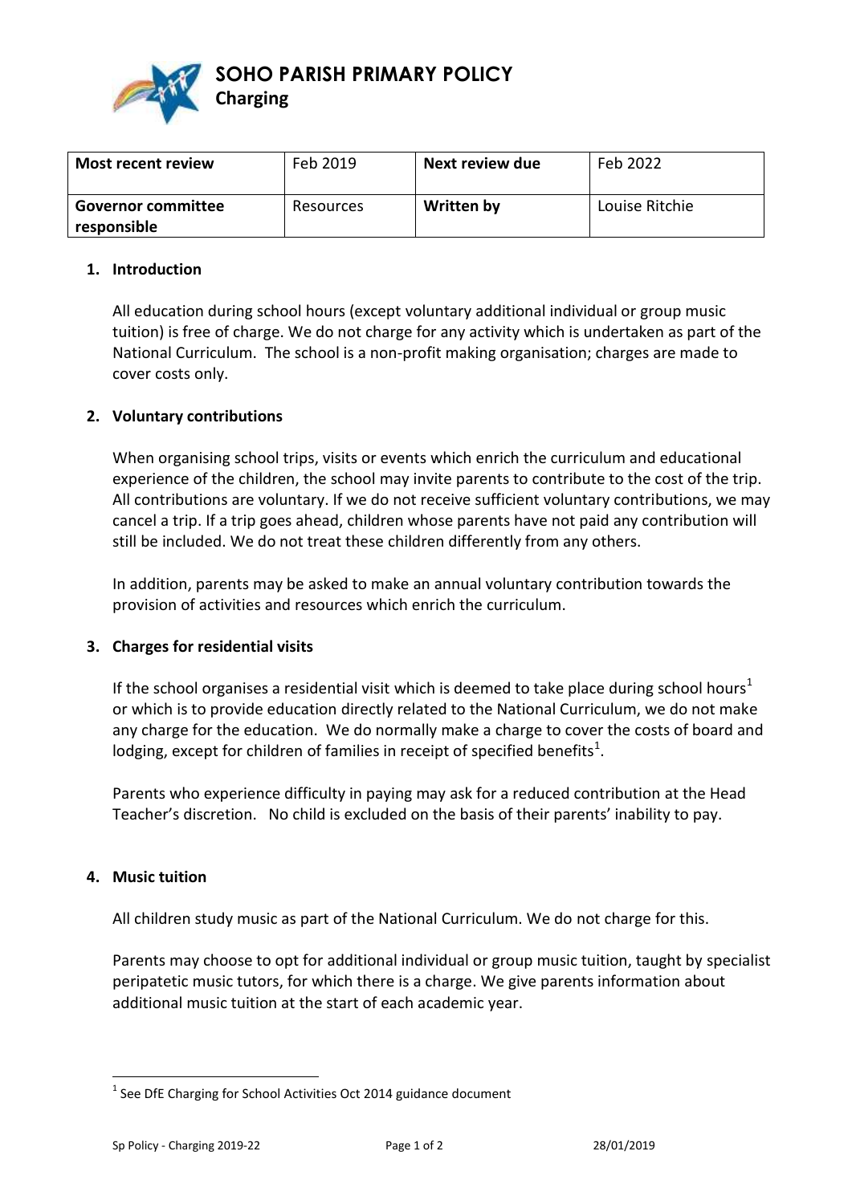# SOHO PARISH PRIMARY POLICY

## Charging

| Most recent review | Feb 2019 | Next review due | Feb 2022 |
|---|---|---|---|
| Governor committee responsible | Resources | Written by | Louise Ritchie |

### 1. Introduction

All education during school hours (except voluntary additional individual or group music tuition) is free of charge. We do not charge for any activity which is undertaken as part of the National Curriculum. The school is a non-profit making organisation; charges are made to cover costs only.

### 2. Voluntary contributions

When organising school trips, visits or events which enrich the curriculum and educational experience of the children, the school may invite parents to contribute to the cost of the trip. All contributions are voluntary. If we do not receive sufficient voluntary contributions, we may cancel a trip. If a trip goes ahead, children whose parents have not paid any contribution will still be included. We do not treat these children differently from any others.

In addition, parents may be asked to make an annual voluntary contribution towards the provision of activities and resources which enrich the curriculum.

### 3. Charges for residential visits

If the school organises a residential visit which is deemed to take place during school hours[1] or which is to provide education directly related to the National Curriculum, we do not make any charge for the education. We do normally make a charge to cover the costs of board and lodging, except for children of families in receipt of specified benefits[1].

Parents who experience difficulty in paying may ask for a reduced contribution at the Head Teacher's discretion. No child is excluded on the basis of their parents' inability to pay.

### 4. Music tuition

All children study music as part of the National Curriculum. We do not charge for this.

Parents may choose to opt for additional individual or group music tuition, taught by specialist peripatetic music tutors, for which there is a charge. We give parents information about additional music tuition at the start of each academic year.

---

[1] See DfE Charging for School Activities Oct 2014 guidance document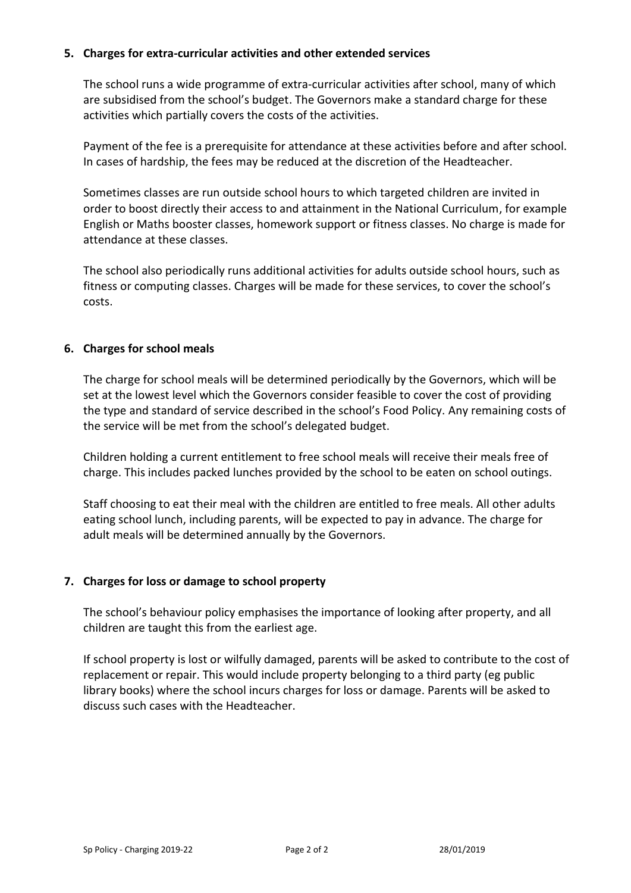## 5. Charges for extra-curricular activities and other extended services

The school runs a wide programme of extra-curricular activities after school, many of which are subsidised from the school's budget. The Governors make a standard charge for these activities which partially covers the costs of the activities.

Payment of the fee is a prerequisite for attendance at these activities before and after school. In cases of hardship, the fees may be reduced at the discretion of the Headteacher.

Sometimes classes are run outside school hours to which targeted children are invited in order to boost directly their access to and attainment in the National Curriculum, for example English or Maths booster classes, homework support or fitness classes. No charge is made for attendance at these classes.

The school also periodically runs additional activities for adults outside school hours, such as fitness or computing classes. Charges will be made for these services, to cover the school's costs.

## 6. Charges for school meals

The charge for school meals will be determined periodically by the Governors, which will be set at the lowest level which the Governors consider feasible to cover the cost of providing the type and standard of service described in the school's Food Policy. Any remaining costs of the service will be met from the school's delegated budget.

Children holding a current entitlement to free school meals will receive their meals free of charge. This includes packed lunches provided by the school to be eaten on school outings.

Staff choosing to eat their meal with the children are entitled to free meals. All other adults eating school lunch, including parents, will be expected to pay in advance. The charge for adult meals will be determined annually by the Governors.

## 7. Charges for loss or damage to school property

The school's behaviour policy emphasises the importance of looking after property, and all children are taught this from the earliest age.

If school property is lost or wilfully damaged, parents will be asked to contribute to the cost of replacement or repair. This would include property belonging to a third party (eg public library books) where the school incurs charges for loss or damage. Parents will be asked to discuss such cases with the Headteacher.